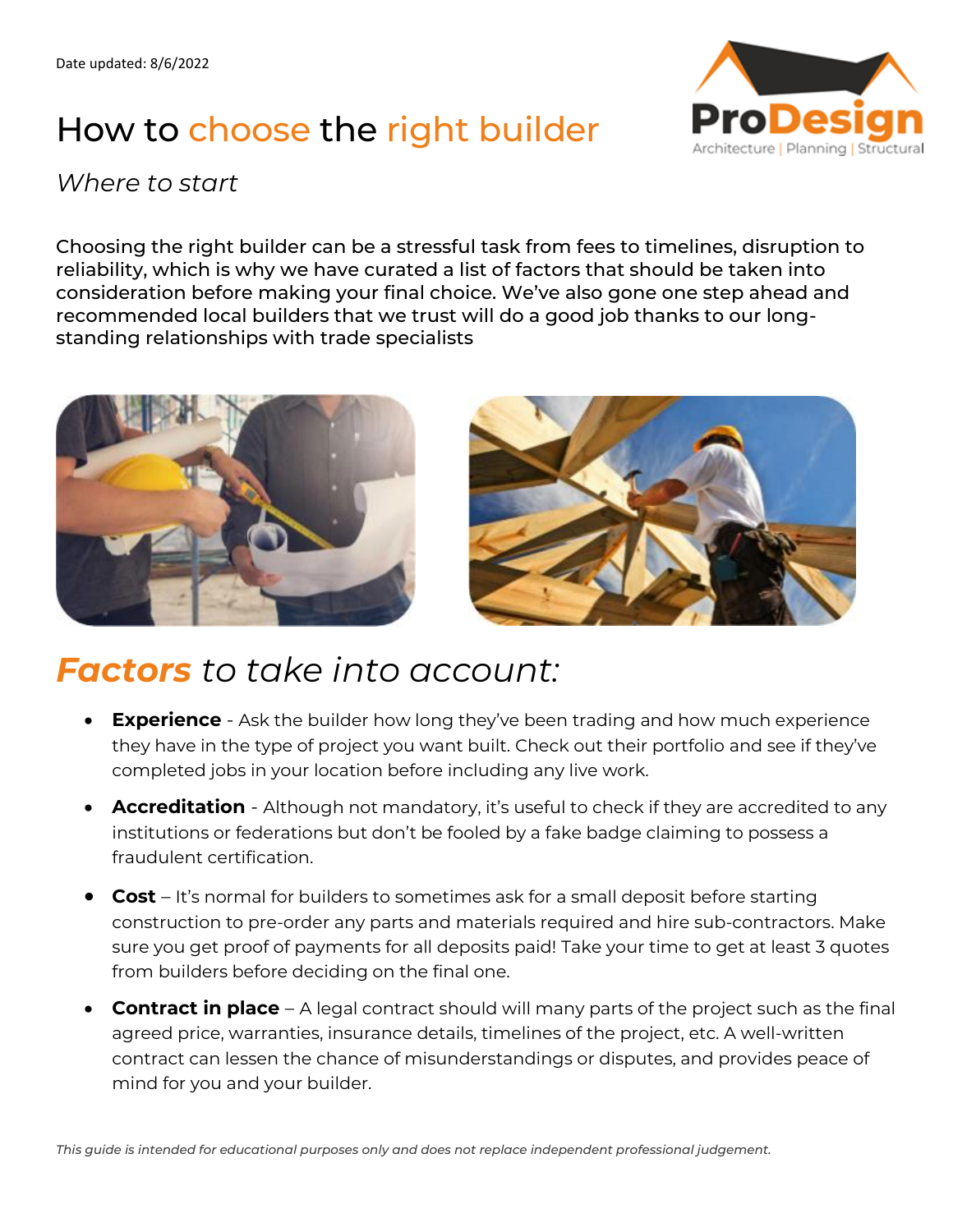Date updated: 8/6/2022

# How to choose the right builder

ProDesign
Architecture | Planning | Structural

*Where to start*

Choosing the right builder can be a stressful task from fees to timelines, disruption to reliability, which is why we have curated a list of factors that should be taken into consideration before making your final choice. We've also gone one step ahead and recommended local builders that we trust will do a good job thanks to our long-standing relationships with trade specialists

## ***Factors*** *to take into account:*

- **Experience** - Ask the builder how long they've been trading and how much experience they have in the type of project you want built. Check out their portfolio and see if they've completed jobs in your location before including any live work.
- **Accreditation** - Although not mandatory, it's useful to check if they are accredited to any institutions or federations but don't be fooled by a fake badge claiming to possess a fraudulent certification.
- **Cost** – It's normal for builders to sometimes ask for a small deposit before starting construction to pre-order any parts and materials required and hire sub-contractors. Make sure you get proof of payments for all deposits paid! Take your time to get at least 3 quotes from builders before deciding on the final one.
- **Contract in place** – A legal contract should will many parts of the project such as the final agreed price, warranties, insurance details, timelines of the project, etc. A well-written contract can lessen the chance of misunderstandings or disputes, and provides peace of mind for you and your builder.

*This guide is intended for educational purposes only and does not replace independent professional judgement.*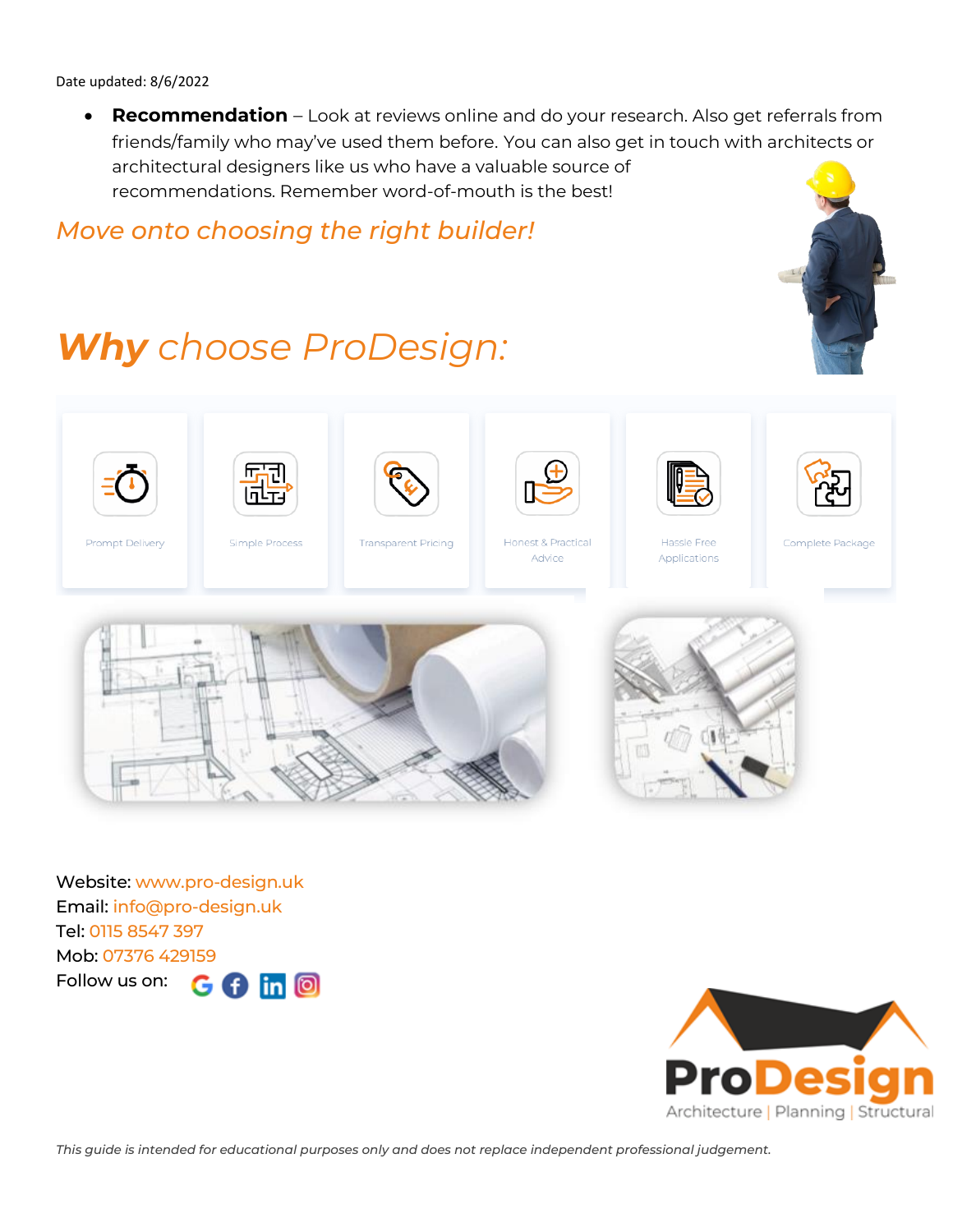Date updated: 8/6/2022

- **Recommendation** – Look at reviews online and do your research. Also get referrals from friends/family who may've used them before. You can also get in touch with architects or architectural designers like us who have a valuable source of recommendations. Remember word-of-mouth is the best!

*Move onto choosing the right builder!*

# *Why choose ProDesign:*

Prompt Delivery

Simple Process

Transparent Pricing

Honest & Practical Advice

Hassle Free Applications

Complete Package

Website: www.pro-design.uk
Email: info@pro-design.uk
Tel: 0115 8547 397
Mob: 07376 429159
Follow us on:

ProDesign
Architecture | Planning | Structural

*This guide is intended for educational purposes only and does not replace independent professional judgement.*